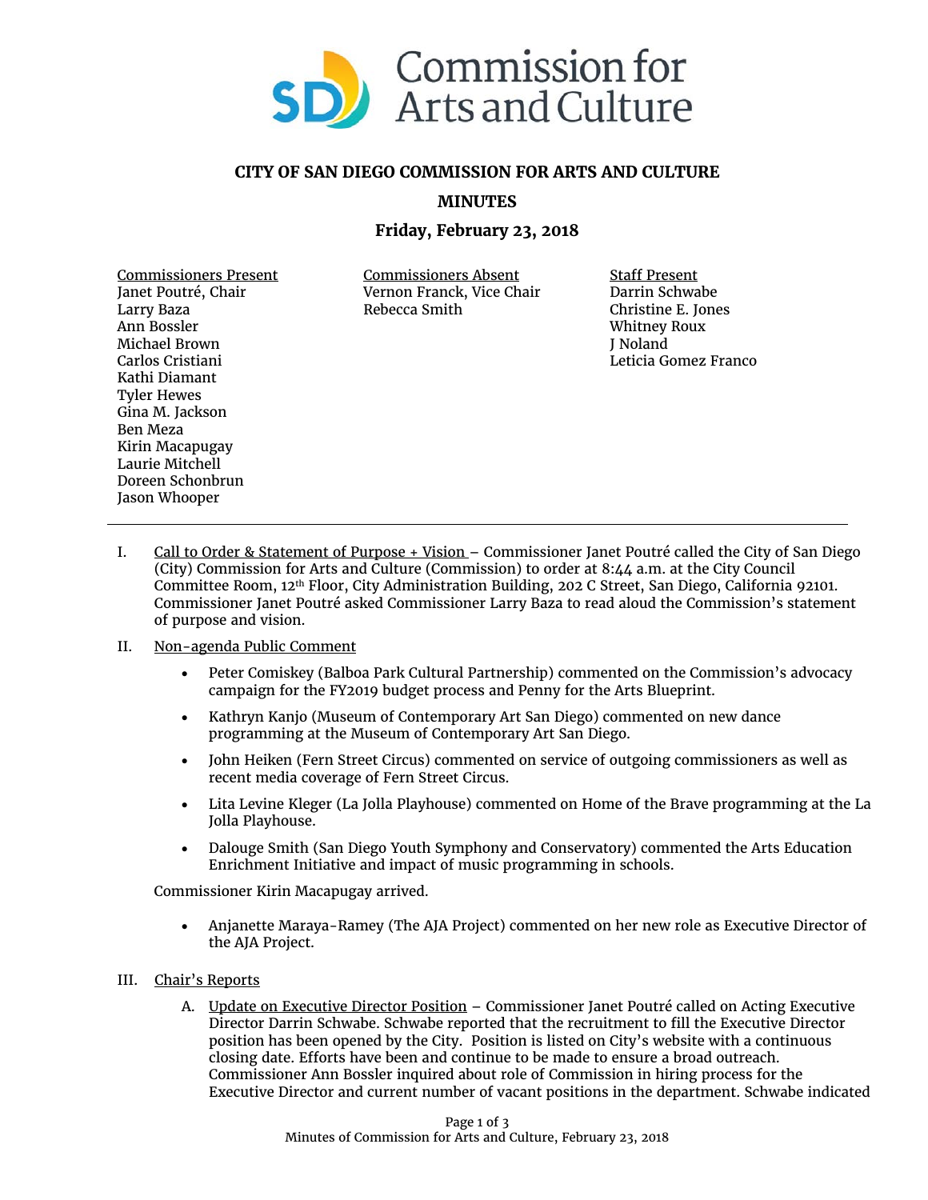Commission for Arts and Culture

## CITY OF SAN DIEGO COMMISSION FOR ARTS AND CULTURE

## MINUTES

### Friday, February 23, 2018

| Commissioners Present | Commissioners Absent | Staff Present |
|---|---|---|
| Janet Poutré, Chair | Vernon Franck, Vice Chair | Darrin Schwabe |
| Larry Baza | Rebecca Smith | Christine E. Jones |
| Ann Bossler | | Whitney Roux |
| Michael Brown | | J Noland |
| Carlos Cristiani | | Leticia Gomez Franco |
| Kathi Diamant | | |
| Tyler Hewes | | |
| Gina M. Jackson | | |
| Ben Meza | | |
| Kirin Macapugay | | |
| Laurie Mitchell | | |
| Doreen Schonbrun | | |
| Jason Whooper | | |

---

I. Call to Order & Statement of Purpose + Vision – Commissioner Janet Poutré called the City of San Diego (City) Commission for Arts and Culture (Commission) to order at 8:44 a.m. at the City Council Committee Room, 12th Floor, City Administration Building, 202 C Street, San Diego, California 92101. Commissioner Janet Poutré asked Commissioner Larry Baza to read aloud the Commission's statement of purpose and vision.

II. Non-agenda Public Comment

- Peter Comiskey (Balboa Park Cultural Partnership) commented on the Commission's advocacy campaign for the FY2019 budget process and Penny for the Arts Blueprint.
- Kathryn Kanjo (Museum of Contemporary Art San Diego) commented on new dance programming at the Museum of Contemporary Art San Diego.
- John Heiken (Fern Street Circus) commented on service of outgoing commissioners as well as recent media coverage of Fern Street Circus.
- Lita Levine Kleger (La Jolla Playhouse) commented on Home of the Brave programming at the La Jolla Playhouse.
- Dalouge Smith (San Diego Youth Symphony and Conservatory) commented the Arts Education Enrichment Initiative and impact of music programming in schools.

Commissioner Kirin Macapugay arrived.

- Anjanette Maraya-Ramey (The AJA Project) commented on her new role as Executive Director of the AJA Project.

III. Chair's Reports

A. Update on Executive Director Position – Commissioner Janet Poutré called on Acting Executive Director Darrin Schwabe. Schwabe reported that the recruitment to fill the Executive Director position has been opened by the City. Position is listed on City's website with a continuous closing date. Efforts have been and continue to be made to ensure a broad outreach. Commissioner Ann Bossler inquired about role of Commission in hiring process for the Executive Director and current number of vacant positions in the department. Schwabe indicated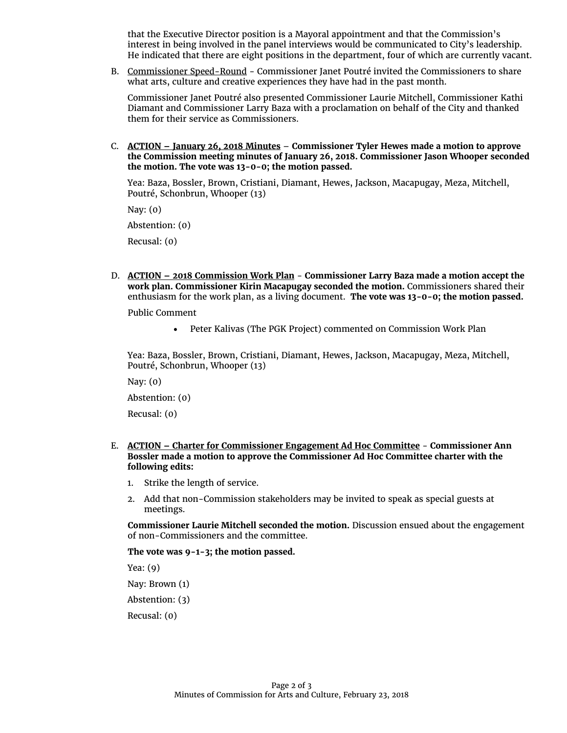that the Executive Director position is a Mayoral appointment and that the Commission's interest in being involved in the panel interviews would be communicated to City's leadership. He indicated that there are eight positions in the department, four of which are currently vacant.

B. Commissioner Speed-Round - Commissioner Janet Poutré invited the Commissioners to share what arts, culture and creative experiences they have had in the past month.

   Commissioner Janet Poutré also presented Commissioner Laurie Mitchell, Commissioner Kathi Diamant and Commissioner Larry Baza with a proclamation on behalf of the City and thanked them for their service as Commissioners.

C. **ACTION – January 26, 2018 Minutes – Commissioner Tyler Hewes made a motion to approve the Commission meeting minutes of January 26, 2018. Commissioner Jason Whooper seconded the motion. The vote was 13-0-0; the motion passed.**

   Yea: Baza, Bossler, Brown, Cristiani, Diamant, Hewes, Jackson, Macapugay, Meza, Mitchell, Poutré, Schonbrun, Whooper (13)

   Nay: (0)

   Abstention: (0)

   Recusal: (0)

D. **ACTION – 2018 Commission Work Plan - Commissioner Larry Baza made a motion accept the work plan. Commissioner Kirin Macapugay seconded the motion.** Commissioners shared their enthusiasm for the work plan, as a living document. **The vote was 13-0-0; the motion passed.**

   Public Comment

   - Peter Kalivas (The PGK Project) commented on Commission Work Plan

   Yea: Baza, Bossler, Brown, Cristiani, Diamant, Hewes, Jackson, Macapugay, Meza, Mitchell, Poutré, Schonbrun, Whooper (13)

   Nay: (0)

   Abstention: (0)

   Recusal: (0)

E. **ACTION – Charter for Commissioner Engagement Ad Hoc Committee - Commissioner Ann Bossler made a motion to approve the Commissioner Ad Hoc Committee charter with the following edits:**

   1. Strike the length of service.
   2. Add that non-Commission stakeholders may be invited to speak as special guests at meetings.

   **Commissioner Laurie Mitchell seconded the motion.** Discussion ensued about the engagement of non-Commissioners and the committee.

   **The vote was 9-1-3; the motion passed.**

   Yea: (9)

   Nay: Brown (1)

   Abstention: (3)

   Recusal: (0)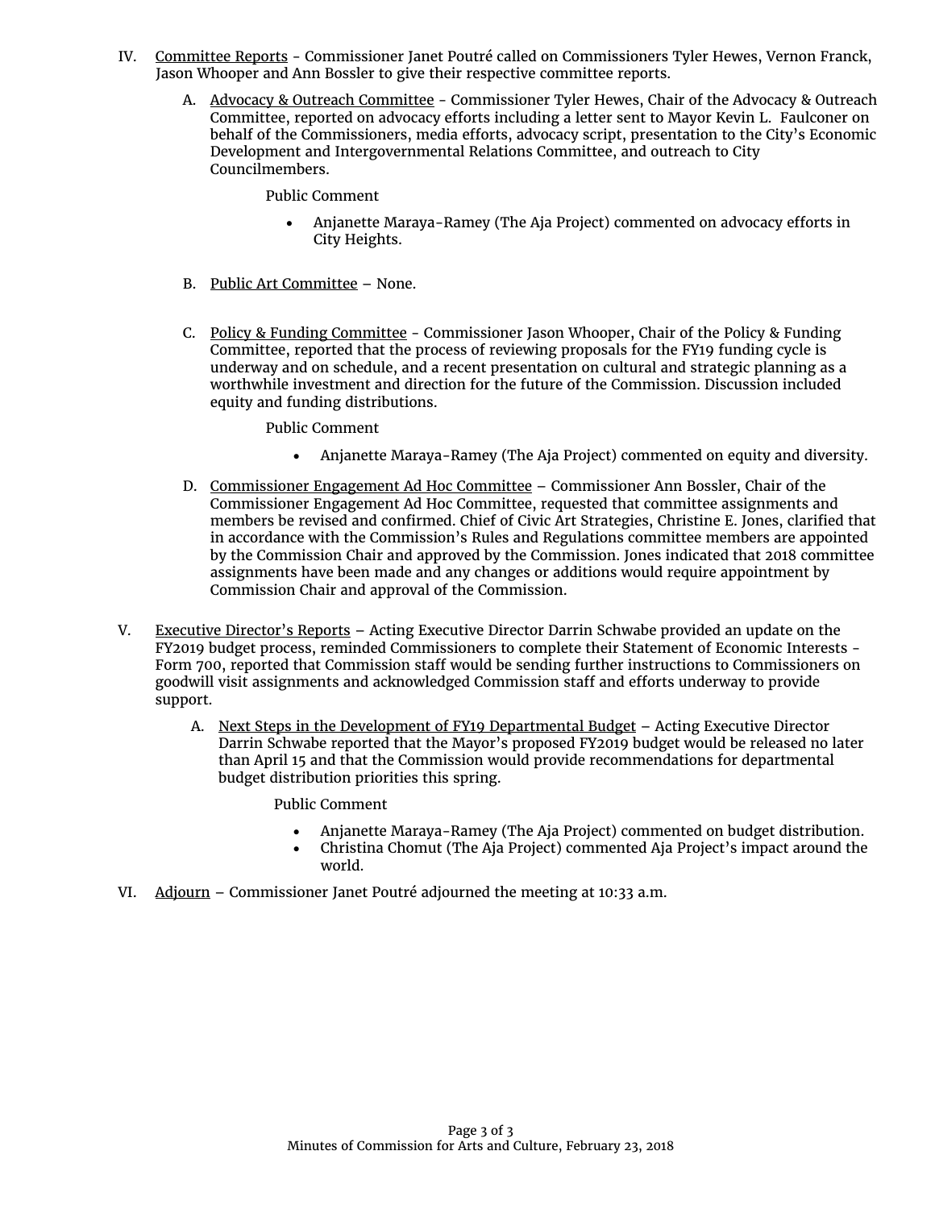IV. Committee Reports - Commissioner Janet Poutré called on Commissioners Tyler Hewes, Vernon Franck, Jason Whooper and Ann Bossler to give their respective committee reports.

   A. Advocacy & Outreach Committee - Commissioner Tyler Hewes, Chair of the Advocacy & Outreach Committee, reported on advocacy efforts including a letter sent to Mayor Kevin L. Faulconer on behalf of the Commissioners, media efforts, advocacy script, presentation to the City's Economic Development and Intergovernmental Relations Committee, and outreach to City Councilmembers.

      Public Comment

      - Anjanette Maraya-Ramey (The Aja Project) commented on advocacy efforts in City Heights.

   B. Public Art Committee – None.

   C. Policy & Funding Committee - Commissioner Jason Whooper, Chair of the Policy & Funding Committee, reported that the process of reviewing proposals for the FY19 funding cycle is underway and on schedule, and a recent presentation on cultural and strategic planning as a worthwhile investment and direction for the future of the Commission. Discussion included equity and funding distributions.

      Public Comment

      - Anjanette Maraya-Ramey (The Aja Project) commented on equity and diversity.

   D. Commissioner Engagement Ad Hoc Committee – Commissioner Ann Bossler, Chair of the Commissioner Engagement Ad Hoc Committee, requested that committee assignments and members be revised and confirmed. Chief of Civic Art Strategies, Christine E. Jones, clarified that in accordance with the Commission's Rules and Regulations committee members are appointed by the Commission Chair and approved by the Commission. Jones indicated that 2018 committee assignments have been made and any changes or additions would require appointment by Commission Chair and approval of the Commission.

V. Executive Director's Reports – Acting Executive Director Darrin Schwabe provided an update on the FY2019 budget process, reminded Commissioners to complete their Statement of Economic Interests - Form 700, reported that Commission staff would be sending further instructions to Commissioners on goodwill visit assignments and acknowledged Commission staff and efforts underway to provide support.

   A. Next Steps in the Development of FY19 Departmental Budget – Acting Executive Director Darrin Schwabe reported that the Mayor's proposed FY2019 budget would be released no later than April 15 and that the Commission would provide recommendations for departmental budget distribution priorities this spring.

      Public Comment

      - Anjanette Maraya-Ramey (The Aja Project) commented on budget distribution.
      - Christina Chomut (The Aja Project) commented Aja Project's impact around the world.

VI. Adjourn – Commissioner Janet Poutré adjourned the meeting at 10:33 a.m.